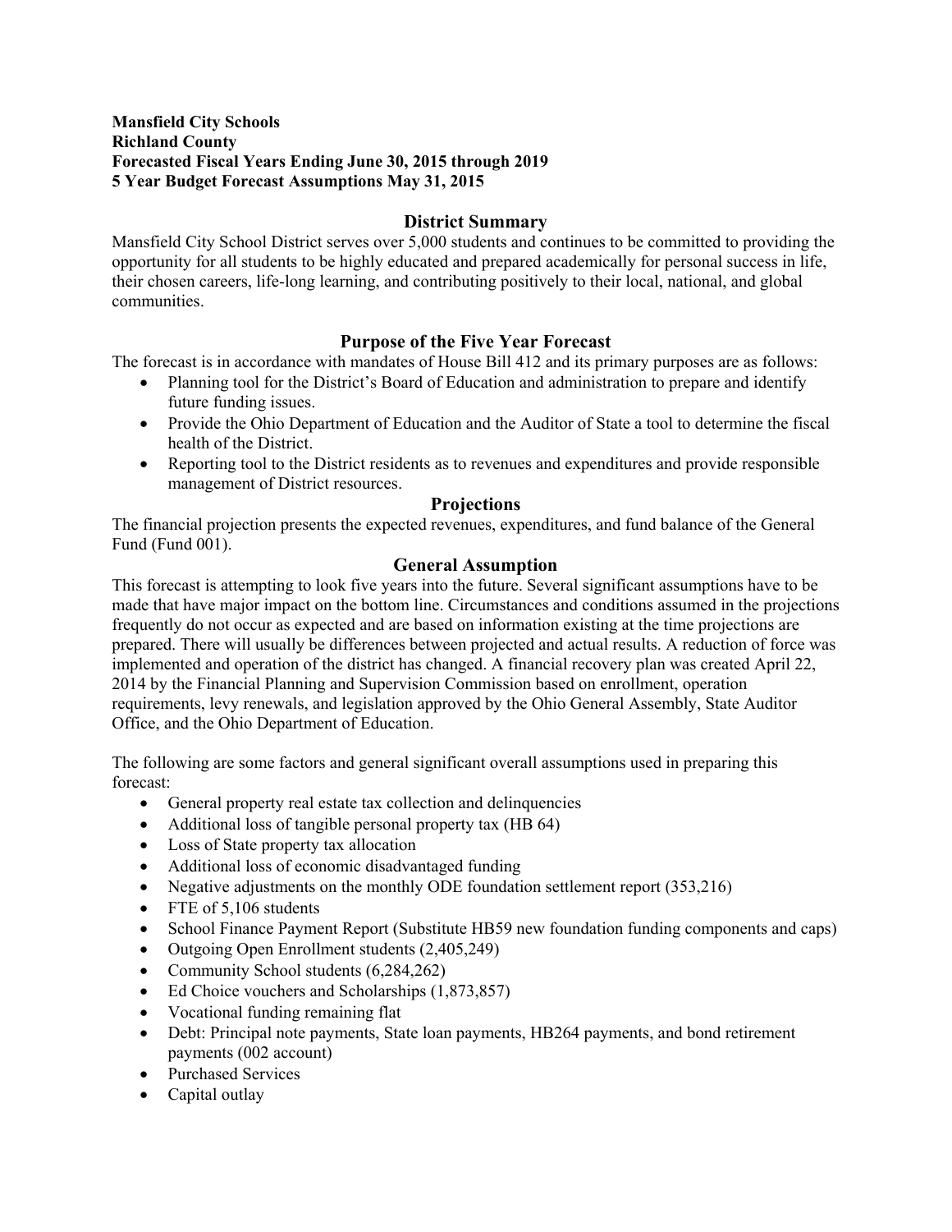**Mansfield City Schools**
**Richland County**
**Forecasted Fiscal Years Ending June 30, 2015 through 2019**
**5 Year Budget Forecast Assumptions May 31, 2015**

## District Summary

Mansfield City School District serves over 5,000 students and continues to be committed to providing the opportunity for all students to be highly educated and prepared academically for personal success in life, their chosen careers, life-long learning, and contributing positively to their local, national, and global communities.

## Purpose of the Five Year Forecast

The forecast is in accordance with mandates of House Bill 412 and its primary purposes are as follows:

- Planning tool for the District's Board of Education and administration to prepare and identify future funding issues.
- Provide the Ohio Department of Education and the Auditor of State a tool to determine the fiscal health of the District.
- Reporting tool to the District residents as to revenues and expenditures and provide responsible management of District resources.

## Projections

The financial projection presents the expected revenues, expenditures, and fund balance of the General Fund (Fund 001).

## General Assumption

This forecast is attempting to look five years into the future. Several significant assumptions have to be made that have major impact on the bottom line. Circumstances and conditions assumed in the projections frequently do not occur as expected and are based on information existing at the time projections are prepared. There will usually be differences between projected and actual results. A reduction of force was implemented and operation of the district has changed. A financial recovery plan was created April 22, 2014 by the Financial Planning and Supervision Commission based on enrollment, operation requirements, levy renewals, and legislation approved by the Ohio General Assembly, State Auditor Office, and the Ohio Department of Education.

The following are some factors and general significant overall assumptions used in preparing this forecast:

- General property real estate tax collection and delinquencies
- Additional loss of tangible personal property tax (HB 64)
- Loss of State property tax allocation
- Additional loss of economic disadvantaged funding
- Negative adjustments on the monthly ODE foundation settlement report (353,216)
- FTE of 5,106 students
- School Finance Payment Report (Substitute HB59 new foundation funding components and caps)
- Outgoing Open Enrollment students (2,405,249)
- Community School students (6,284,262)
- Ed Choice vouchers and Scholarships (1,873,857)
- Vocational funding remaining flat
- Debt: Principal note payments, State loan payments, HB264 payments, and bond retirement payments (002 account)
- Purchased Services
- Capital outlay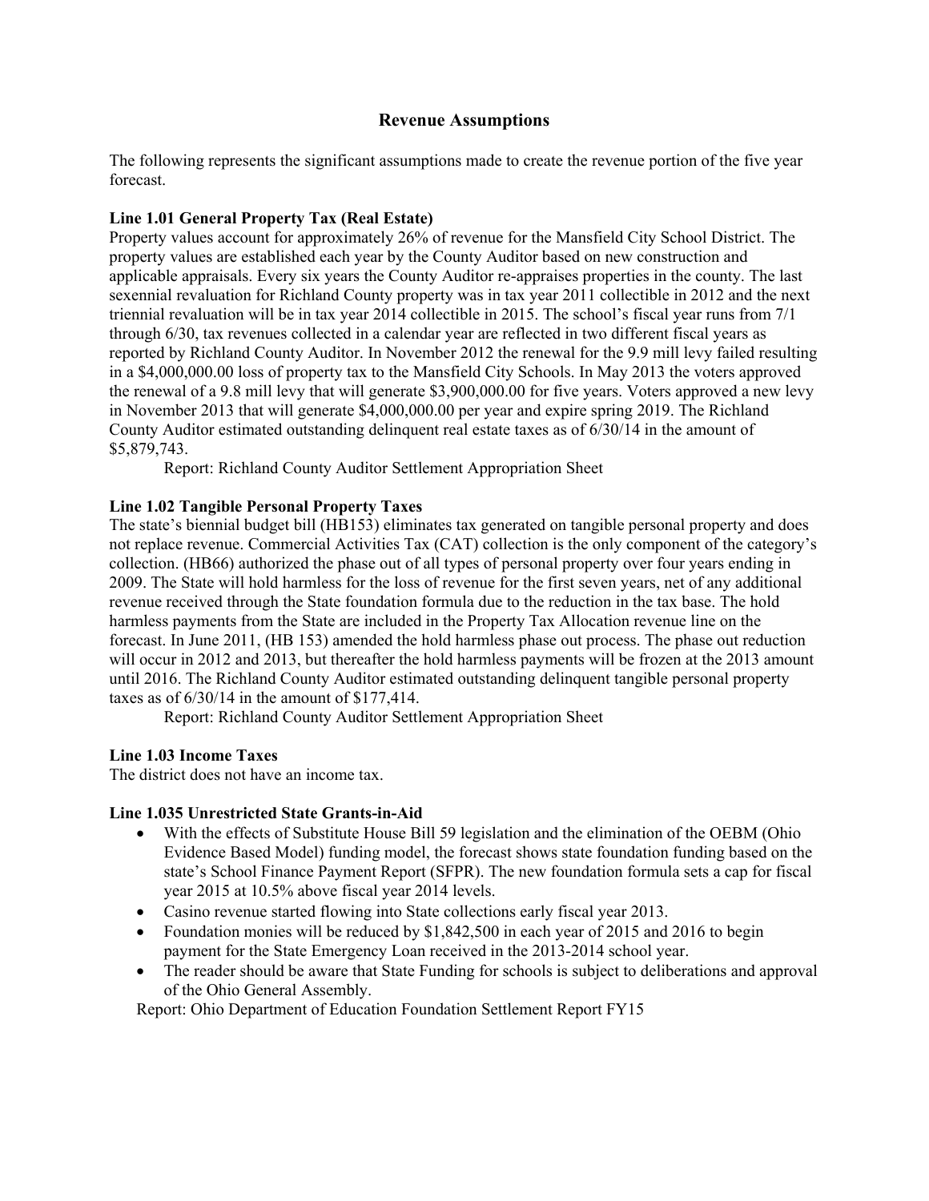## Revenue Assumptions

The following represents the significant assumptions made to create the revenue portion of the five year forecast.

**Line 1.01 General Property Tax (Real Estate)**

Property values account for approximately 26% of revenue for the Mansfield City School District. The property values are established each year by the County Auditor based on new construction and applicable appraisals. Every six years the County Auditor re-appraises properties in the county. The last sexennial revaluation for Richland County property was in tax year 2011 collectible in 2012 and the next triennial revaluation will be in tax year 2014 collectible in 2015. The school's fiscal year runs from 7/1 through 6/30, tax revenues collected in a calendar year are reflected in two different fiscal years as reported by Richland County Auditor. In November 2012 the renewal for the 9.9 mill levy failed resulting in a $4,000,000.00 loss of property tax to the Mansfield City Schools. In May 2013 the voters approved the renewal of a 9.8 mill levy that will generate $3,900,000.00 for five years. Voters approved a new levy in November 2013 that will generate $4,000,000.00 per year and expire spring 2019. The Richland County Auditor estimated outstanding delinquent real estate taxes as of 6/30/14 in the amount of $5,879,743.

Report: Richland County Auditor Settlement Appropriation Sheet

**Line 1.02 Tangible Personal Property Taxes**

The state's biennial budget bill (HB153) eliminates tax generated on tangible personal property and does not replace revenue. Commercial Activities Tax (CAT) collection is the only component of the category's collection. (HB66) authorized the phase out of all types of personal property over four years ending in 2009. The State will hold harmless for the loss of revenue for the first seven years, net of any additional revenue received through the State foundation formula due to the reduction in the tax base. The hold harmless payments from the State are included in the Property Tax Allocation revenue line on the forecast. In June 2011, (HB 153) amended the hold harmless phase out process. The phase out reduction will occur in 2012 and 2013, but thereafter the hold harmless payments will be frozen at the 2013 amount until 2016. The Richland County Auditor estimated outstanding delinquent tangible personal property taxes as of 6/30/14 in the amount of $177,414.

Report: Richland County Auditor Settlement Appropriation Sheet

**Line 1.03 Income Taxes**

The district does not have an income tax.

**Line 1.035 Unrestricted State Grants-in-Aid**

- With the effects of Substitute House Bill 59 legislation and the elimination of the OEBM (Ohio Evidence Based Model) funding model, the forecast shows state foundation funding based on the state's School Finance Payment Report (SFPR). The new foundation formula sets a cap for fiscal year 2015 at 10.5% above fiscal year 2014 levels.
- Casino revenue started flowing into State collections early fiscal year 2013.
- Foundation monies will be reduced by $1,842,500 in each year of 2015 and 2016 to begin payment for the State Emergency Loan received in the 2013-2014 school year.
- The reader should be aware that State Funding for schools is subject to deliberations and approval of the Ohio General Assembly.

Report: Ohio Department of Education Foundation Settlement Report FY15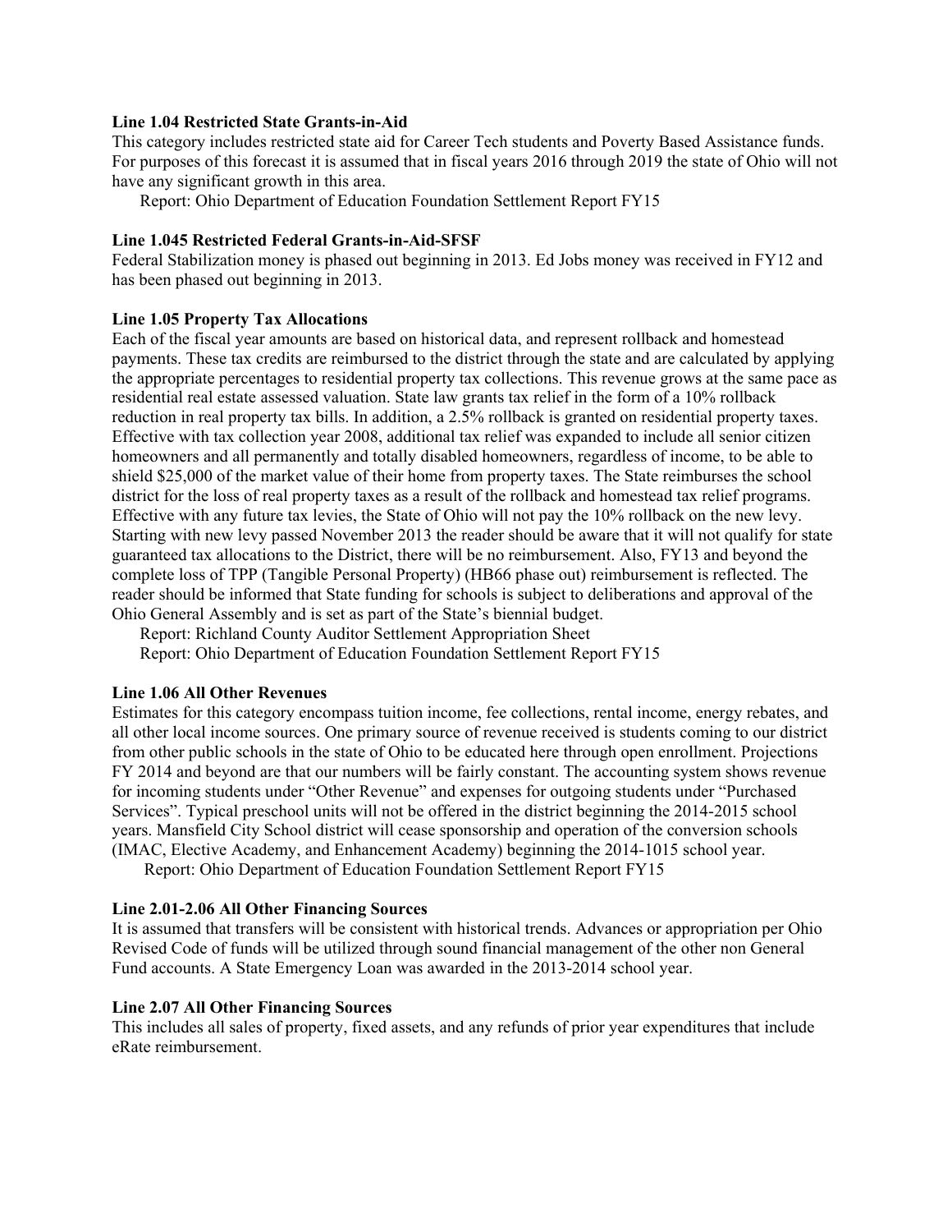**Line 1.04 Restricted State Grants-in-Aid**

This category includes restricted state aid for Career Tech students and Poverty Based Assistance funds. For purposes of this forecast it is assumed that in fiscal years 2016 through 2019 the state of Ohio will not have any significant growth in this area.

Report: Ohio Department of Education Foundation Settlement Report FY15

**Line 1.045 Restricted Federal Grants-in-Aid-SFSF**

Federal Stabilization money is phased out beginning in 2013. Ed Jobs money was received in FY12 and has been phased out beginning in 2013.

**Line 1.05 Property Tax Allocations**

Each of the fiscal year amounts are based on historical data, and represent rollback and homestead payments. These tax credits are reimbursed to the district through the state and are calculated by applying the appropriate percentages to residential property tax collections. This revenue grows at the same pace as residential real estate assessed valuation. State law grants tax relief in the form of a 10% rollback reduction in real property tax bills. In addition, a 2.5% rollback is granted on residential property taxes. Effective with tax collection year 2008, additional tax relief was expanded to include all senior citizen homeowners and all permanently and totally disabled homeowners, regardless of income, to be able to shield $25,000 of the market value of their home from property taxes. The State reimburses the school district for the loss of real property taxes as a result of the rollback and homestead tax relief programs. Effective with any future tax levies, the State of Ohio will not pay the 10% rollback on the new levy. Starting with new levy passed November 2013 the reader should be aware that it will not qualify for state guaranteed tax allocations to the District, there will be no reimbursement. Also, FY13 and beyond the complete loss of TPP (Tangible Personal Property) (HB66 phase out) reimbursement is reflected. The reader should be informed that State funding for schools is subject to deliberations and approval of the Ohio General Assembly and is set as part of the State's biennial budget.

Report: Richland County Auditor Settlement Appropriation Sheet

Report: Ohio Department of Education Foundation Settlement Report FY15

**Line 1.06 All Other Revenues**

Estimates for this category encompass tuition income, fee collections, rental income, energy rebates, and all other local income sources. One primary source of revenue received is students coming to our district from other public schools in the state of Ohio to be educated here through open enrollment. Projections FY 2014 and beyond are that our numbers will be fairly constant. The accounting system shows revenue for incoming students under "Other Revenue" and expenses for outgoing students under "Purchased Services". Typical preschool units will not be offered in the district beginning the 2014-2015 school years. Mansfield City School district will cease sponsorship and operation of the conversion schools (IMAC, Elective Academy, and Enhancement Academy) beginning the 2014-1015 school year.

Report: Ohio Department of Education Foundation Settlement Report FY15

**Line 2.01-2.06 All Other Financing Sources**

It is assumed that transfers will be consistent with historical trends. Advances or appropriation per Ohio Revised Code of funds will be utilized through sound financial management of the other non General Fund accounts. A State Emergency Loan was awarded in the 2013-2014 school year.

**Line 2.07 All Other Financing Sources**

This includes all sales of property, fixed assets, and any refunds of prior year expenditures that include eRate reimbursement.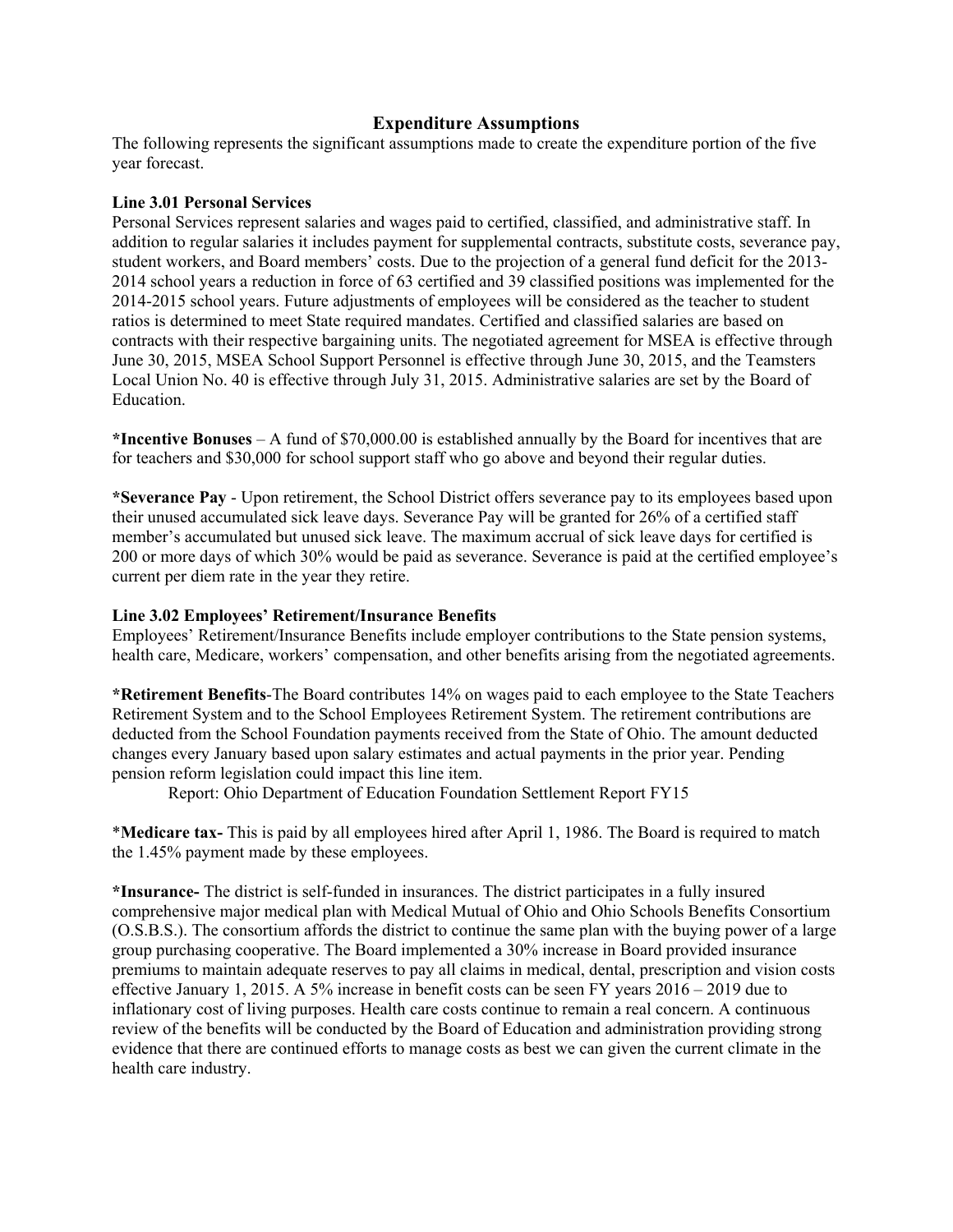## Expenditure Assumptions

The following represents the significant assumptions made to create the expenditure portion of the five year forecast.

**Line 3.01 Personal Services**

Personal Services represent salaries and wages paid to certified, classified, and administrative staff. In addition to regular salaries it includes payment for supplemental contracts, substitute costs, severance pay, student workers, and Board members' costs. Due to the projection of a general fund deficit for the 2013-2014 school years a reduction in force of 63 certified and 39 classified positions was implemented for the 2014-2015 school years. Future adjustments of employees will be considered as the teacher to student ratios is determined to meet State required mandates. Certified and classified salaries are based on contracts with their respective bargaining units. The negotiated agreement for MSEA is effective through June 30, 2015, MSEA School Support Personnel is effective through June 30, 2015, and the Teamsters Local Union No. 40 is effective through July 31, 2015. Administrative salaries are set by the Board of Education.

**\*Incentive Bonuses** – A fund of $70,000.00 is established annually by the Board for incentives that are for teachers and $30,000 for school support staff who go above and beyond their regular duties.

**\*Severance Pay** - Upon retirement, the School District offers severance pay to its employees based upon their unused accumulated sick leave days. Severance Pay will be granted for 26% of a certified staff member's accumulated but unused sick leave. The maximum accrual of sick leave days for certified is 200 or more days of which 30% would be paid as severance. Severance is paid at the certified employee's current per diem rate in the year they retire.

**Line 3.02 Employees' Retirement/Insurance Benefits**

Employees' Retirement/Insurance Benefits include employer contributions to the State pension systems, health care, Medicare, workers' compensation, and other benefits arising from the negotiated agreements.

**\*Retirement Benefits**-The Board contributes 14% on wages paid to each employee to the State Teachers Retirement System and to the School Employees Retirement System. The retirement contributions are deducted from the School Foundation payments received from the State of Ohio. The amount deducted changes every January based upon salary estimates and actual payments in the prior year. Pending pension reform legislation could impact this line item.

Report: Ohio Department of Education Foundation Settlement Report FY15

\***Medicare tax-** This is paid by all employees hired after April 1, 1986. The Board is required to match the 1.45% payment made by these employees.

**\*Insurance-** The district is self-funded in insurances. The district participates in a fully insured comprehensive major medical plan with Medical Mutual of Ohio and Ohio Schools Benefits Consortium (O.S.B.S.). The consortium affords the district to continue the same plan with the buying power of a large group purchasing cooperative. The Board implemented a 30% increase in Board provided insurance premiums to maintain adequate reserves to pay all claims in medical, dental, prescription and vision costs effective January 1, 2015. A 5% increase in benefit costs can be seen FY years 2016 – 2019 due to inflationary cost of living purposes. Health care costs continue to remain a real concern. A continuous review of the benefits will be conducted by the Board of Education and administration providing strong evidence that there are continued efforts to manage costs as best we can given the current climate in the health care industry.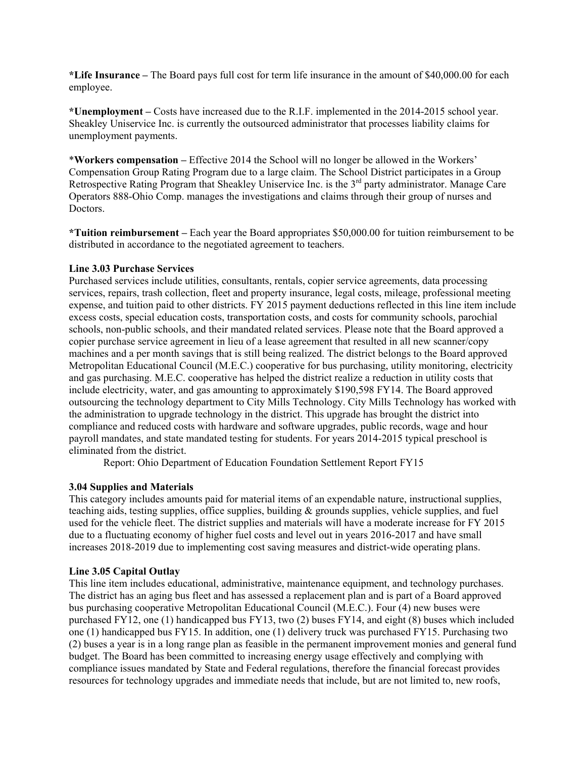**\*Life Insurance –** The Board pays full cost for term life insurance in the amount of $40,000.00 for each employee.

**\*Unemployment –** Costs have increased due to the R.I.F. implemented in the 2014-2015 school year. Sheakley Uniservice Inc. is currently the outsourced administrator that processes liability claims for unemployment payments.

\***Workers compensation –** Effective 2014 the School will no longer be allowed in the Workers' Compensation Group Rating Program due to a large claim. The School District participates in a Group Retrospective Rating Program that Sheakley Uniservice Inc. is the 3rd party administrator. Manage Care Operators 888-Ohio Comp. manages the investigations and claims through their group of nurses and Doctors.

**\*Tuition reimbursement –** Each year the Board appropriates $50,000.00 for tuition reimbursement to be distributed in accordance to the negotiated agreement to teachers.

**Line 3.03 Purchase Services**

Purchased services include utilities, consultants, rentals, copier service agreements, data processing services, repairs, trash collection, fleet and property insurance, legal costs, mileage, professional meeting expense, and tuition paid to other districts. FY 2015 payment deductions reflected in this line item include excess costs, special education costs, transportation costs, and costs for community schools, parochial schools, non-public schools, and their mandated related services. Please note that the Board approved a copier purchase service agreement in lieu of a lease agreement that resulted in all new scanner/copy machines and a per month savings that is still being realized. The district belongs to the Board approved Metropolitan Educational Council (M.E.C.) cooperative for bus purchasing, utility monitoring, electricity and gas purchasing. M.E.C. cooperative has helped the district realize a reduction in utility costs that include electricity, water, and gas amounting to approximately $190,598 FY14. The Board approved outsourcing the technology department to City Mills Technology. City Mills Technology has worked with the administration to upgrade technology in the district. This upgrade has brought the district into compliance and reduced costs with hardware and software upgrades, public records, wage and hour payroll mandates, and state mandated testing for students. For years 2014-2015 typical preschool is eliminated from the district.

Report: Ohio Department of Education Foundation Settlement Report FY15

**3.04 Supplies and Materials**

This category includes amounts paid for material items of an expendable nature, instructional supplies, teaching aids, testing supplies, office supplies, building & grounds supplies, vehicle supplies, and fuel used for the vehicle fleet. The district supplies and materials will have a moderate increase for FY 2015 due to a fluctuating economy of higher fuel costs and level out in years 2016-2017 and have small increases 2018-2019 due to implementing cost saving measures and district-wide operating plans.

**Line 3.05 Capital Outlay**

This line item includes educational, administrative, maintenance equipment, and technology purchases. The district has an aging bus fleet and has assessed a replacement plan and is part of a Board approved bus purchasing cooperative Metropolitan Educational Council (M.E.C.). Four (4) new buses were purchased FY12, one (1) handicapped bus FY13, two (2) buses FY14, and eight (8) buses which included one (1) handicapped bus FY15. In addition, one (1) delivery truck was purchased FY15. Purchasing two (2) buses a year is in a long range plan as feasible in the permanent improvement monies and general fund budget. The Board has been committed to increasing energy usage effectively and complying with compliance issues mandated by State and Federal regulations, therefore the financial forecast provides resources for technology upgrades and immediate needs that include, but are not limited to, new roofs,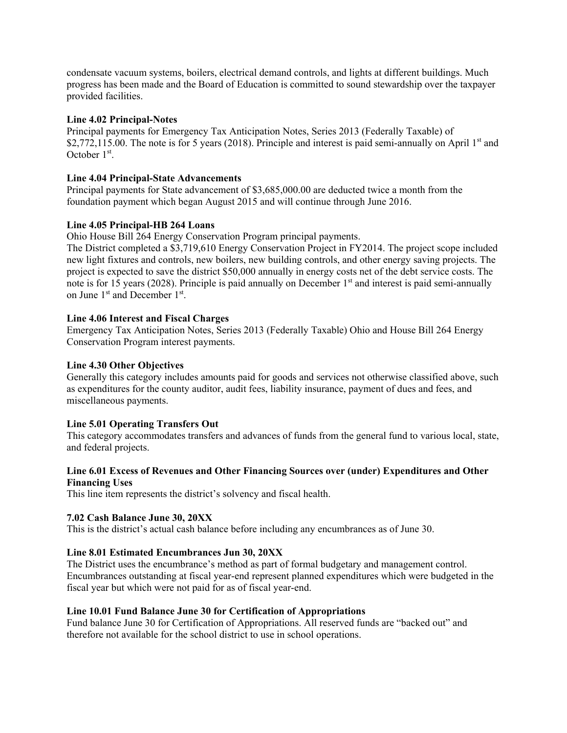condensate vacuum systems, boilers, electrical demand controls, and lights at different buildings. Much progress has been made and the Board of Education is committed to sound stewardship over the taxpayer provided facilities.

**Line 4.02 Principal-Notes**

Principal payments for Emergency Tax Anticipation Notes, Series 2013 (Federally Taxable) of \$2,772,115.00. The note is for 5 years (2018). Principle and interest is paid semi-annually on April 1st and October 1st.

**Line 4.04 Principal-State Advancements**

Principal payments for State advancement of \$3,685,000.00 are deducted twice a month from the foundation payment which began August 2015 and will continue through June 2016.

**Line 4.05 Principal-HB 264 Loans**

Ohio House Bill 264 Energy Conservation Program principal payments.

The District completed a \$3,719,610 Energy Conservation Project in FY2014. The project scope included new light fixtures and controls, new boilers, new building controls, and other energy saving projects. The project is expected to save the district \$50,000 annually in energy costs net of the debt service costs. The note is for 15 years (2028). Principle is paid annually on December 1st and interest is paid semi-annually on June 1st and December 1st.

**Line 4.06 Interest and Fiscal Charges**

Emergency Tax Anticipation Notes, Series 2013 (Federally Taxable) Ohio and House Bill 264 Energy Conservation Program interest payments.

**Line 4.30 Other Objectives**

Generally this category includes amounts paid for goods and services not otherwise classified above, such as expenditures for the county auditor, audit fees, liability insurance, payment of dues and fees, and miscellaneous payments.

**Line 5.01 Operating Transfers Out**

This category accommodates transfers and advances of funds from the general fund to various local, state, and federal projects.

**Line 6.01 Excess of Revenues and Other Financing Sources over (under) Expenditures and Other Financing Uses**

This line item represents the district's solvency and fiscal health.

**7.02 Cash Balance June 30, 20XX**

This is the district's actual cash balance before including any encumbrances as of June 30.

**Line 8.01 Estimated Encumbrances Jun 30, 20XX**

The District uses the encumbrance's method as part of formal budgetary and management control. Encumbrances outstanding at fiscal year-end represent planned expenditures which were budgeted in the fiscal year but which were not paid for as of fiscal year-end.

**Line 10.01 Fund Balance June 30 for Certification of Appropriations**

Fund balance June 30 for Certification of Appropriations. All reserved funds are "backed out" and therefore not available for the school district to use in school operations.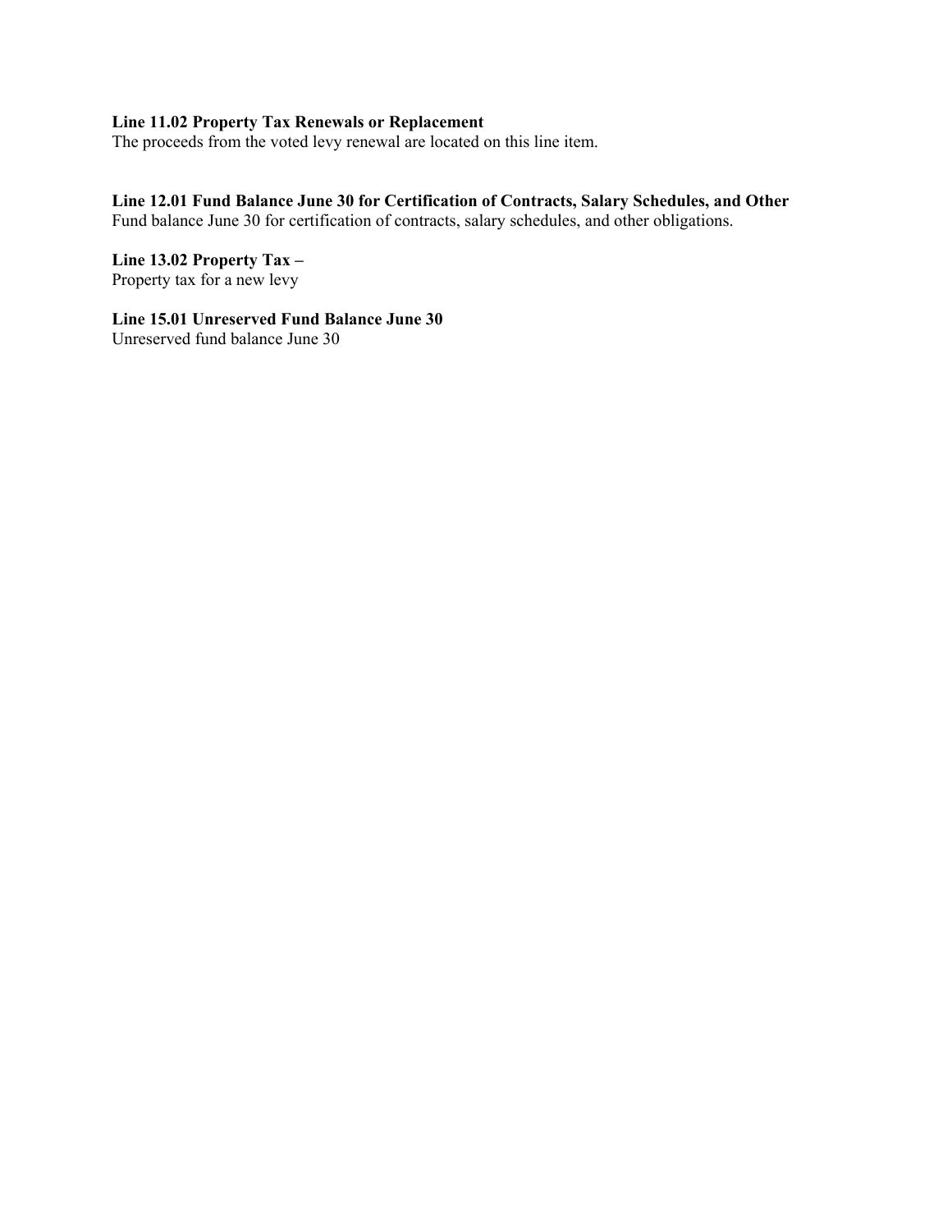**Line 11.02 Property Tax Renewals or Replacement**
The proceeds from the voted levy renewal are located on this line item.

**Line 12.01 Fund Balance June 30 for Certification of Contracts, Salary Schedules, and Other**
Fund balance June 30 for certification of contracts, salary schedules, and other obligations.

**Line 13.02 Property Tax –**
Property tax for a new levy

**Line 15.01 Unreserved Fund Balance June 30**
Unreserved fund balance June 30